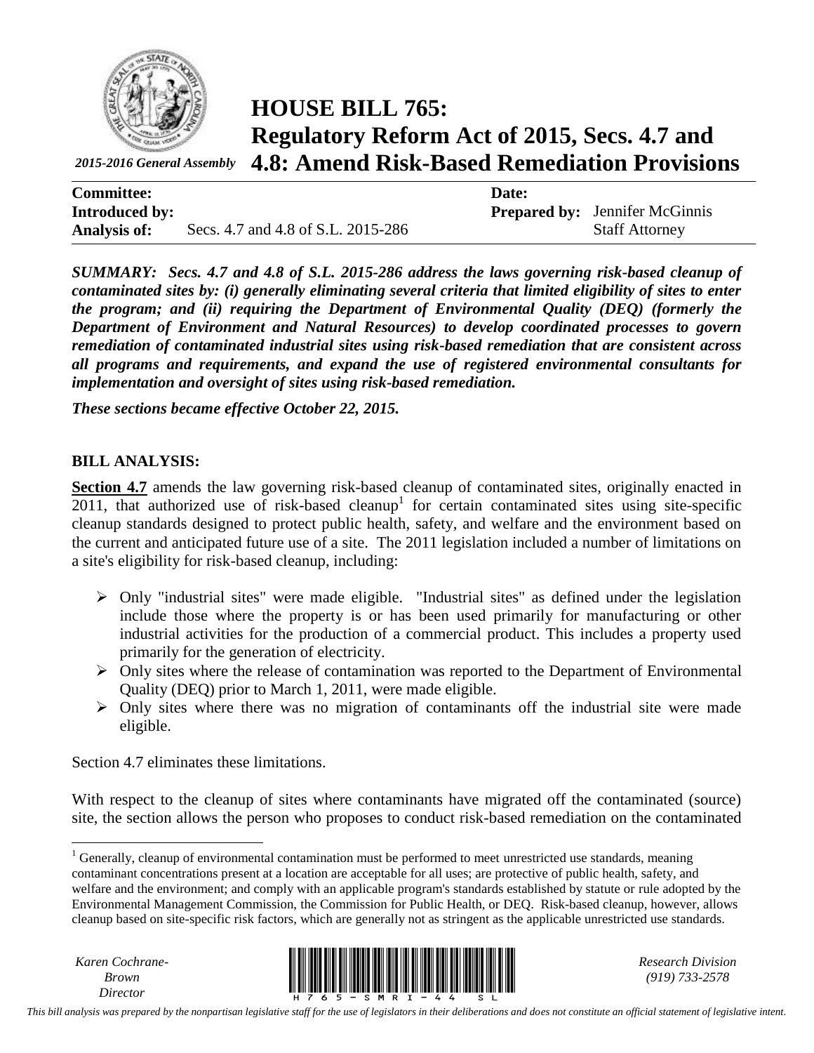*2015-2016 General Assembly*

# HOUSE BILL 765: Regulatory Reform Act of 2015, Secs. 4.7 and 4.8: Amend Risk-Based Remediation Provisions

| | | | |
|---|---|---|---|
| **Committee:** | | **Date:** | |
| **Introduced by:** | | **Prepared by:** | Jennifer McGinnis |
| **Analysis of:** | Secs. 4.7 and 4.8 of S.L. 2015-286 | | Staff Attorney |

***SUMMARY:** Secs. 4.7 and 4.8 of S.L. 2015-286 address the laws governing risk-based cleanup of contaminated sites by: (i) generally eliminating several criteria that limited eligibility of sites to enter the program; and (ii) requiring the Department of Environmental Quality (DEQ) (formerly the Department of Environment and Natural Resources) to develop coordinated processes to govern remediation of contaminated industrial sites using risk-based remediation that are consistent across all programs and requirements, and expand the use of registered environmental consultants for implementation and oversight of sites using risk-based remediation.*

***These sections became effective October 22, 2015.***

## BILL ANALYSIS:

**Section 4.7** amends the law governing risk-based cleanup of contaminated sites, originally enacted in 2011, that authorized use of risk-based cleanup[1] for certain contaminated sites using site-specific cleanup standards designed to protect public health, safety, and welfare and the environment based on the current and anticipated future use of a site. The 2011 legislation included a number of limitations on a site's eligibility for risk-based cleanup, including:

- Only "industrial sites" were made eligible. "Industrial sites" as defined under the legislation include those where the property is or has been used primarily for manufacturing or other industrial activities for the production of a commercial product. This includes a property used primarily for the generation of electricity.
- Only sites where the release of contamination was reported to the Department of Environmental Quality (DEQ) prior to March 1, 2011, were made eligible.
- Only sites where there was no migration of contaminants off the industrial site were made eligible.

Section 4.7 eliminates these limitations.

With respect to the cleanup of sites where contaminants have migrated off the contaminated (source) site, the section allows the person who proposes to conduct risk-based remediation on the contaminated

---

[1] Generally, cleanup of environmental contamination must be performed to meet unrestricted use standards, meaning contaminant concentrations present at a location are acceptable for all uses; are protective of public health, safety, and welfare and the environment; and comply with an applicable program's standards established by statute or rule adopted by the Environmental Management Commission, the Commission for Public Health, or DEQ. Risk-based cleanup, however, allows cleanup based on site-specific risk factors, which are generally not as stringent as the applicable unrestricted use standards.

*Karen Cochrane-Brown*
*Director*

*Research Division*
*(919) 733-2578*

*This bill analysis was prepared by the nonpartisan legislative staff for the use of legislators in their deliberations and does not constitute an official statement of legislative intent.*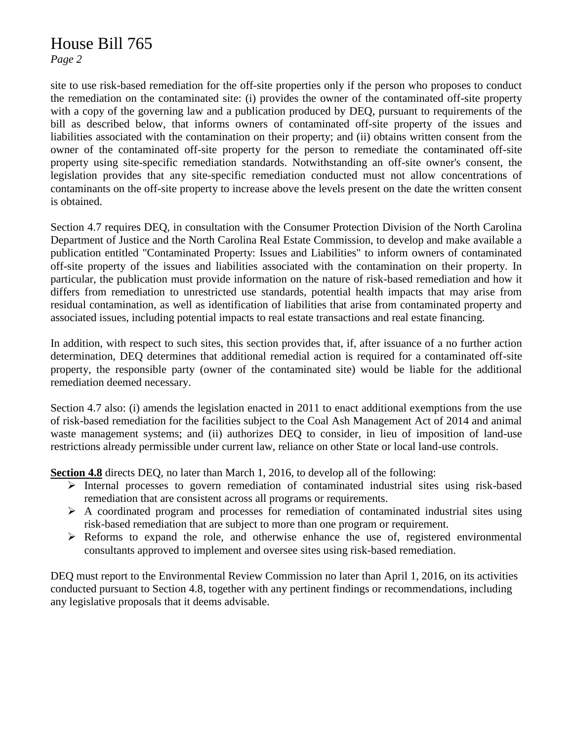site to use risk-based remediation for the off-site properties only if the person who proposes to conduct the remediation on the contaminated site: (i) provides the owner of the contaminated off-site property with a copy of the governing law and a publication produced by DEQ, pursuant to requirements of the bill as described below, that informs owners of contaminated off-site property of the issues and liabilities associated with the contamination on their property; and (ii) obtains written consent from the owner of the contaminated off-site property for the person to remediate the contaminated off-site property using site-specific remediation standards. Notwithstanding an off-site owner's consent, the legislation provides that any site-specific remediation conducted must not allow concentrations of contaminants on the off-site property to increase above the levels present on the date the written consent is obtained.

Section 4.7 requires DEQ, in consultation with the Consumer Protection Division of the North Carolina Department of Justice and the North Carolina Real Estate Commission, to develop and make available a publication entitled "Contaminated Property: Issues and Liabilities" to inform owners of contaminated off-site property of the issues and liabilities associated with the contamination on their property. In particular, the publication must provide information on the nature of risk-based remediation and how it differs from remediation to unrestricted use standards, potential health impacts that may arise from residual contamination, as well as identification of liabilities that arise from contaminated property and associated issues, including potential impacts to real estate transactions and real estate financing.

In addition, with respect to such sites, this section provides that, if, after issuance of a no further action determination, DEQ determines that additional remedial action is required for a contaminated off-site property, the responsible party (owner of the contaminated site) would be liable for the additional remediation deemed necessary.

Section 4.7 also: (i) amends the legislation enacted in 2011 to enact additional exemptions from the use of risk-based remediation for the facilities subject to the Coal Ash Management Act of 2014 and animal waste management systems; and (ii) authorizes DEQ to consider, in lieu of imposition of land-use restrictions already permissible under current law, reliance on other State or local land-use controls.

**Section 4.8** directs DEQ, no later than March 1, 2016, to develop all of the following:

- Internal processes to govern remediation of contaminated industrial sites using risk-based remediation that are consistent across all programs or requirements.
- A coordinated program and processes for remediation of contaminated industrial sites using risk-based remediation that are subject to more than one program or requirement.
- Reforms to expand the role, and otherwise enhance the use of, registered environmental consultants approved to implement and oversee sites using risk-based remediation.

DEQ must report to the Environmental Review Commission no later than April 1, 2016, on its activities conducted pursuant to Section 4.8, together with any pertinent findings or recommendations, including any legislative proposals that it deems advisable.